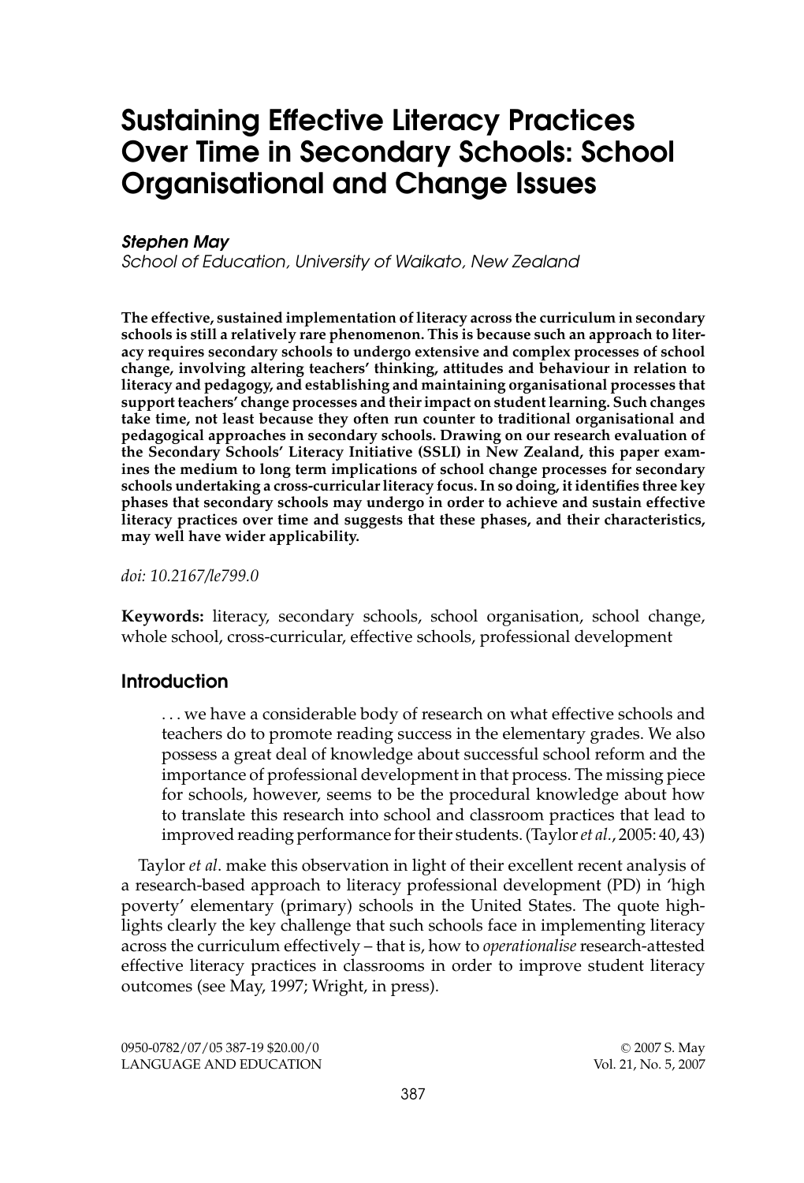# Sustaining Effective Literacy Practices Over Time in Secondary Schools: School Organisational and Change Issues

***Stephen May***
*School of Education, University of Waikato, New Zealand*

**The effective, sustained implementation of literacy across the curriculum in secondary schools is still a relatively rare phenomenon. This is because such an approach to literacy requires secondary schools to undergo extensive and complex processes of school change, involving altering teachers' thinking, attitudes and behaviour in relation to literacy and pedagogy, and establishing and maintaining organisational processes that support teachers' change processes and their impact on student learning. Such changes take time, not least because they often run counter to traditional organisational and pedagogical approaches in secondary schools. Drawing on our research evaluation of the Secondary Schools' Literacy Initiative (SSLI) in New Zealand, this paper examines the medium to long term implications of school change processes for secondary schools undertaking a cross-curricular literacy focus. In so doing, it identifies three key phases that secondary schools may undergo in order to achieve and sustain effective literacy practices over time and suggests that these phases, and their characteristics, may well have wider applicability.**

*doi: 10.2167/le799.0*

**Keywords:** literacy, secondary schools, school organisation, school change, whole school, cross-curricular, effective schools, professional development

## Introduction

> . . . we have a considerable body of research on what effective schools and teachers do to promote reading success in the elementary grades. We also possess a great deal of knowledge about successful school reform and the importance of professional development in that process. The missing piece for schools, however, seems to be the procedural knowledge about how to translate this research into school and classroom practices that lead to improved reading performance for their students. (Taylor *et al.*, 2005: 40, 43)

Taylor *et al*. make this observation in light of their excellent recent analysis of a research-based approach to literacy professional development (PD) in 'high poverty' elementary (primary) schools in the United States. The quote highlights clearly the key challenge that such schools face in implementing literacy across the curriculum effectively – that is, how to *operationalise* research-attested effective literacy practices in classrooms in order to improve student literacy outcomes (see May, 1997; Wright, in press).

0950-0782/07/05 387-19 $20.00/0 © 2007 S. May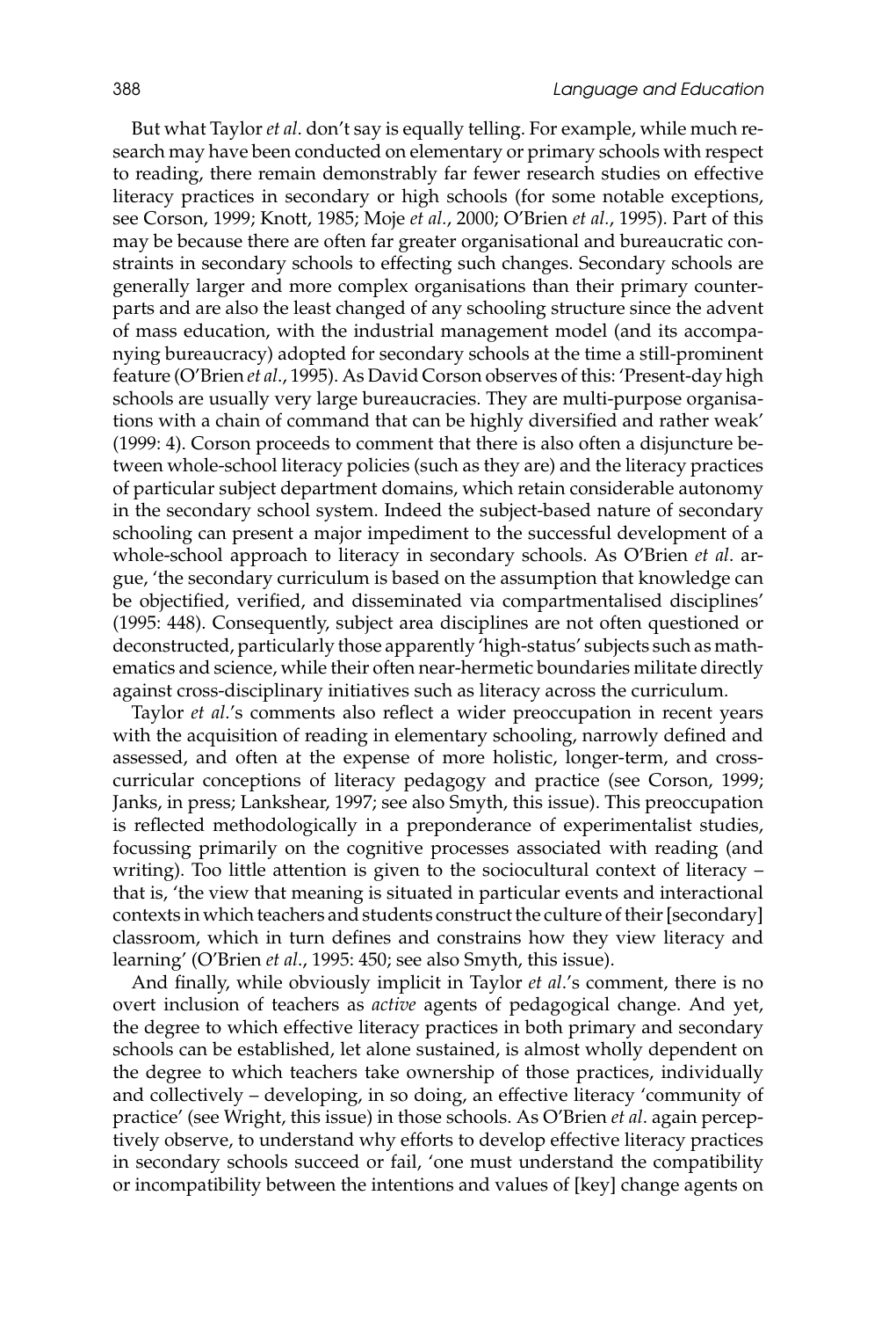But what Taylor *et al*. don't say is equally telling. For example, while much research may have been conducted on elementary or primary schools with respect to reading, there remain demonstrably far fewer research studies on effective literacy practices in secondary or high schools (for some notable exceptions, see Corson, 1999; Knott, 1985; Moje *et al*., 2000; O'Brien *et al*., 1995). Part of this may be because there are often far greater organisational and bureaucratic constraints in secondary schools to effecting such changes. Secondary schools are generally larger and more complex organisations than their primary counterparts and are also the least changed of any schooling structure since the advent of mass education, with the industrial management model (and its accompanying bureaucracy) adopted for secondary schools at the time a still-prominent feature (O'Brien *et al*., 1995). As David Corson observes of this: 'Present-day high schools are usually very large bureaucracies. They are multi-purpose organisations with a chain of command that can be highly diversified and rather weak' (1999: 4). Corson proceeds to comment that there is also often a disjuncture between whole-school literacy policies (such as they are) and the literacy practices of particular subject department domains, which retain considerable autonomy in the secondary school system. Indeed the subject-based nature of secondary schooling can present a major impediment to the successful development of a whole-school approach to literacy in secondary schools. As O'Brien *et al*. argue, 'the secondary curriculum is based on the assumption that knowledge can be objectified, verified, and disseminated via compartmentalised disciplines' (1995: 448). Consequently, subject area disciplines are not often questioned or deconstructed, particularly those apparently 'high-status' subjects such as mathematics and science, while their often near-hermetic boundaries militate directly against cross-disciplinary initiatives such as literacy across the curriculum.

Taylor *et al*.'s comments also reflect a wider preoccupation in recent years with the acquisition of reading in elementary schooling, narrowly defined and assessed, and often at the expense of more holistic, longer-term, and cross-curricular conceptions of literacy pedagogy and practice (see Corson, 1999; Janks, in press; Lankshear, 1997; see also Smyth, this issue). This preoccupation is reflected methodologically in a preponderance of experimentalist studies, focussing primarily on the cognitive processes associated with reading (and writing). Too little attention is given to the sociocultural context of literacy – that is, 'the view that meaning is situated in particular events and interactional contexts in which teachers and students construct the culture of their [secondary] classroom, which in turn defines and constrains how they view literacy and learning' (O'Brien *et al*., 1995: 450; see also Smyth, this issue).

And finally, while obviously implicit in Taylor *et al*.'s comment, there is no overt inclusion of teachers as *active* agents of pedagogical change. And yet, the degree to which effective literacy practices in both primary and secondary schools can be established, let alone sustained, is almost wholly dependent on the degree to which teachers take ownership of those practices, individually and collectively – developing, in so doing, an effective literacy 'community of practice' (see Wright, this issue) in those schools. As O'Brien *et al*. again perceptively observe, to understand why efforts to develop effective literacy practices in secondary schools succeed or fail, 'one must understand the compatibility or incompatibility between the intentions and values of [key] change agents on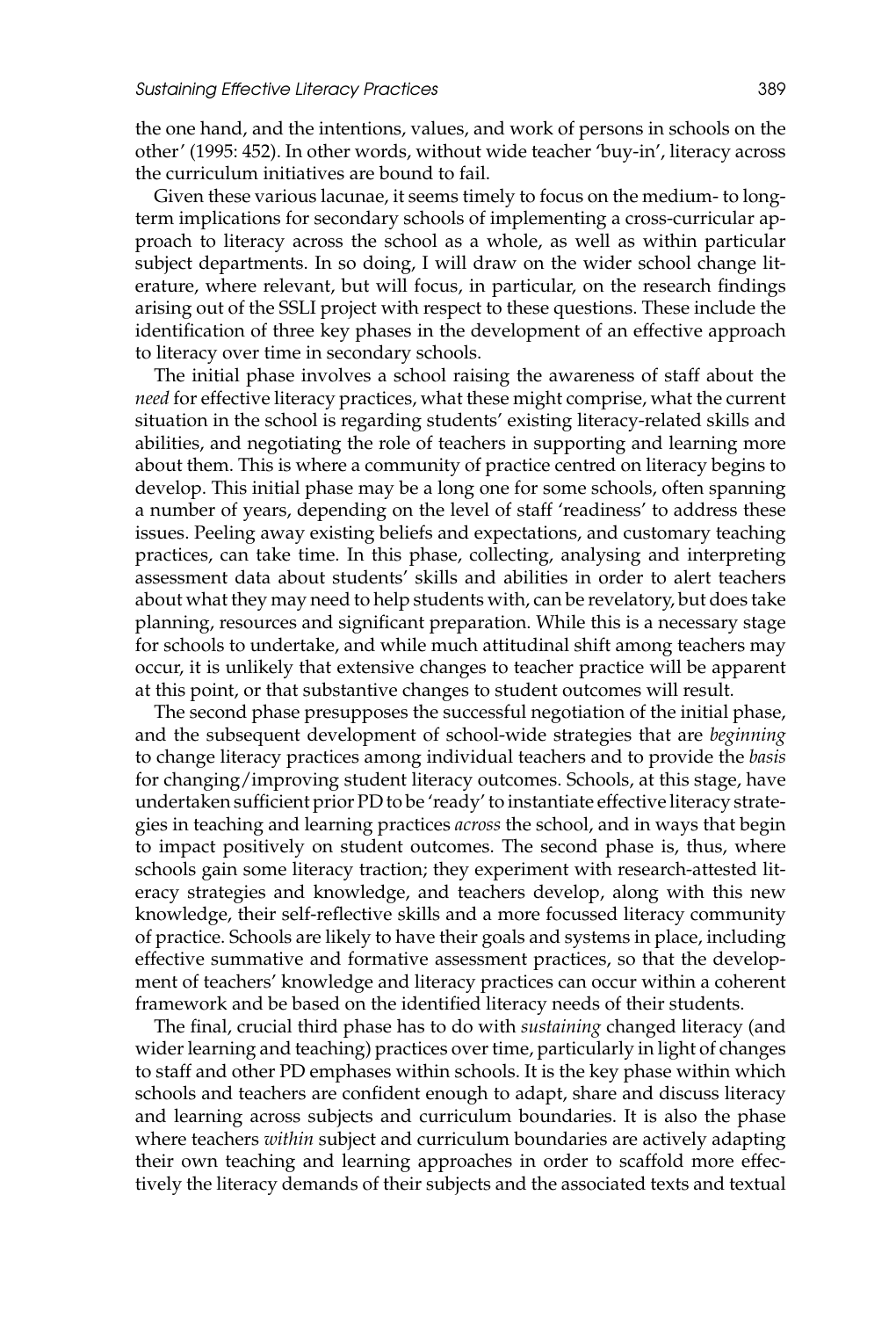the one hand, and the intentions, values, and work of persons in schools on the other' (1995: 452). In other words, without wide teacher 'buy-in', literacy across the curriculum initiatives are bound to fail.

Given these various lacunae, it seems timely to focus on the medium- to long-term implications for secondary schools of implementing a cross-curricular approach to literacy across the school as a whole, as well as within particular subject departments. In so doing, I will draw on the wider school change literature, where relevant, but will focus, in particular, on the research findings arising out of the SSLI project with respect to these questions. These include the identification of three key phases in the development of an effective approach to literacy over time in secondary schools.

The initial phase involves a school raising the awareness of staff about the *need* for effective literacy practices, what these might comprise, what the current situation in the school is regarding students' existing literacy-related skills and abilities, and negotiating the role of teachers in supporting and learning more about them. This is where a community of practice centred on literacy begins to develop. This initial phase may be a long one for some schools, often spanning a number of years, depending on the level of staff 'readiness' to address these issues. Peeling away existing beliefs and expectations, and customary teaching practices, can take time. In this phase, collecting, analysing and interpreting assessment data about students' skills and abilities in order to alert teachers about what they may need to help students with, can be revelatory, but does take planning, resources and significant preparation. While this is a necessary stage for schools to undertake, and while much attitudinal shift among teachers may occur, it is unlikely that extensive changes to teacher practice will be apparent at this point, or that substantive changes to student outcomes will result.

The second phase presupposes the successful negotiation of the initial phase, and the subsequent development of school-wide strategies that are *beginning* to change literacy practices among individual teachers and to provide the *basis* for changing/improving student literacy outcomes. Schools, at this stage, have undertaken sufficient prior PD to be 'ready' to instantiate effective literacy strategies in teaching and learning practices *across* the school, and in ways that begin to impact positively on student outcomes. The second phase is, thus, where schools gain some literacy traction; they experiment with research-attested literacy strategies and knowledge, and teachers develop, along with this new knowledge, their self-reflective skills and a more focussed literacy community of practice. Schools are likely to have their goals and systems in place, including effective summative and formative assessment practices, so that the development of teachers' knowledge and literacy practices can occur within a coherent framework and be based on the identified literacy needs of their students.

The final, crucial third phase has to do with *sustaining* changed literacy (and wider learning and teaching) practices over time, particularly in light of changes to staff and other PD emphases within schools. It is the key phase within which schools and teachers are confident enough to adapt, share and discuss literacy and learning across subjects and curriculum boundaries. It is also the phase where teachers *within* subject and curriculum boundaries are actively adapting their own teaching and learning approaches in order to scaffold more effectively the literacy demands of their subjects and the associated texts and textual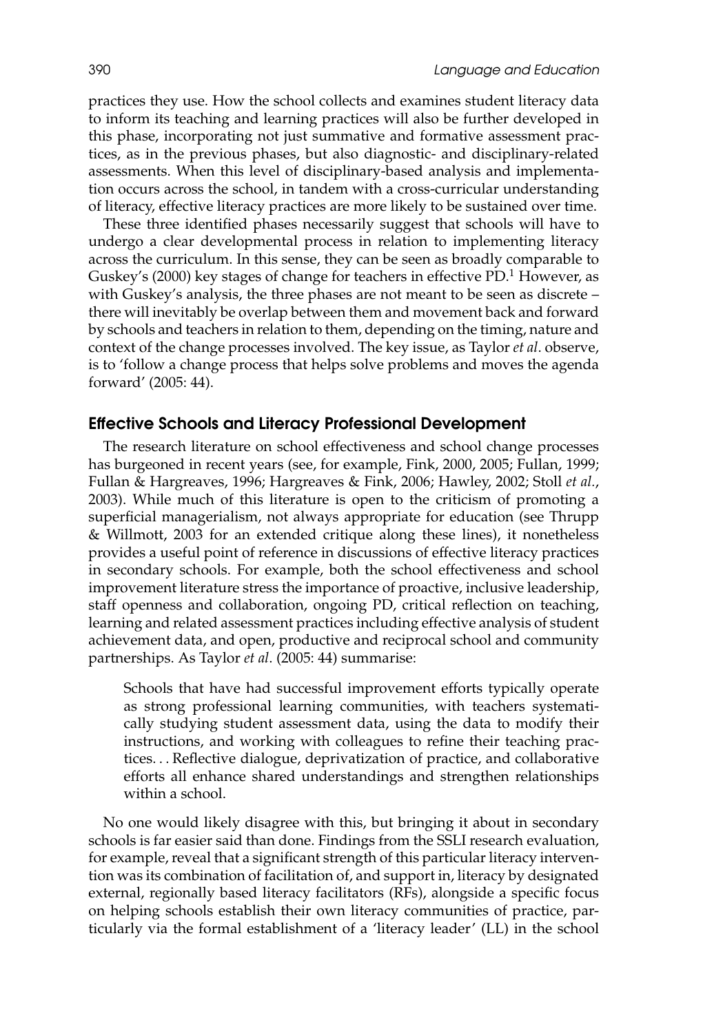practices they use. How the school collects and examines student literacy data to inform its teaching and learning practices will also be further developed in this phase, incorporating not just summative and formative assessment practices, as in the previous phases, but also diagnostic- and disciplinary-related assessments. When this level of disciplinary-based analysis and implementation occurs across the school, in tandem with a cross-curricular understanding of literacy, effective literacy practices are more likely to be sustained over time.

These three identified phases necessarily suggest that schools will have to undergo a clear developmental process in relation to implementing literacy across the curriculum. In this sense, they can be seen as broadly comparable to Guskey's (2000) key stages of change for teachers in effective PD.[1] However, as with Guskey's analysis, the three phases are not meant to be seen as discrete – there will inevitably be overlap between them and movement back and forward by schools and teachers in relation to them, depending on the timing, nature and context of the change processes involved. The key issue, as Taylor *et al*. observe, is to 'follow a change process that helps solve problems and moves the agenda forward' (2005: 44).

## Effective Schools and Literacy Professional Development

The research literature on school effectiveness and school change processes has burgeoned in recent years (see, for example, Fink, 2000, 2005; Fullan, 1999; Fullan & Hargreaves, 1996; Hargreaves & Fink, 2006; Hawley, 2002; Stoll *et al.*, 2003). While much of this literature is open to the criticism of promoting a superficial managerialism, not always appropriate for education (see Thrupp & Willmott, 2003 for an extended critique along these lines), it nonetheless provides a useful point of reference in discussions of effective literacy practices in secondary schools. For example, both the school effectiveness and school improvement literature stress the importance of proactive, inclusive leadership, staff openness and collaboration, ongoing PD, critical reflection on teaching, learning and related assessment practices including effective analysis of student achievement data, and open, productive and reciprocal school and community partnerships. As Taylor *et al*. (2005: 44) summarise:

> Schools that have had successful improvement efforts typically operate as strong professional learning communities, with teachers systematically studying student assessment data, using the data to modify their instructions, and working with colleagues to refine their teaching practices. . . Reflective dialogue, deprivatization of practice, and collaborative efforts all enhance shared understandings and strengthen relationships within a school.

No one would likely disagree with this, but bringing it about in secondary schools is far easier said than done. Findings from the SSLI research evaluation, for example, reveal that a significant strength of this particular literacy intervention was its combination of facilitation of, and support in, literacy by designated external, regionally based literacy facilitators (RFs), alongside a specific focus on helping schools establish their own literacy communities of practice, particularly via the formal establishment of a 'literacy leader' (LL) in the school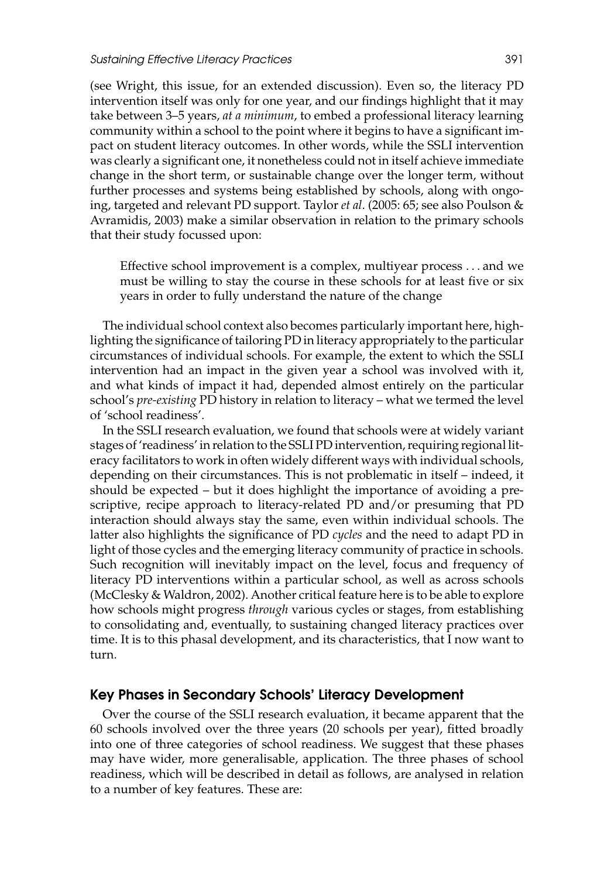(see Wright, this issue, for an extended discussion). Even so, the literacy PD intervention itself was only for one year, and our findings highlight that it may take between 3–5 years, *at a minimum*, to embed a professional literacy learning community within a school to the point where it begins to have a significant impact on student literacy outcomes. In other words, while the SSLI intervention was clearly a significant one, it nonetheless could not in itself achieve immediate change in the short term, or sustainable change over the longer term, without further processes and systems being established by schools, along with ongoing, targeted and relevant PD support. Taylor *et al*. (2005: 65; see also Poulson & Avramidis, 2003) make a similar observation in relation to the primary schools that their study focussed upon:

> Effective school improvement is a complex, multiyear process . . . and we must be willing to stay the course in these schools for at least five or six years in order to fully understand the nature of the change

The individual school context also becomes particularly important here, highlighting the significance of tailoring PD in literacy appropriately to the particular circumstances of individual schools. For example, the extent to which the SSLI intervention had an impact in the given year a school was involved with it, and what kinds of impact it had, depended almost entirely on the particular school's *pre-existing* PD history in relation to literacy – what we termed the level of 'school readiness'.

In the SSLI research evaluation, we found that schools were at widely variant stages of 'readiness' in relation to the SSLI PD intervention, requiring regional literacy facilitators to work in often widely different ways with individual schools, depending on their circumstances. This is not problematic in itself – indeed, it should be expected – but it does highlight the importance of avoiding a prescriptive, recipe approach to literacy-related PD and/or presuming that PD interaction should always stay the same, even within individual schools. The latter also highlights the significance of PD *cycles* and the need to adapt PD in light of those cycles and the emerging literacy community of practice in schools. Such recognition will inevitably impact on the level, focus and frequency of literacy PD interventions within a particular school, as well as across schools (McClesky & Waldron, 2002). Another critical feature here is to be able to explore how schools might progress *through* various cycles or stages, from establishing to consolidating and, eventually, to sustaining changed literacy practices over time. It is to this phasal development, and its characteristics, that I now want to turn.

## Key Phases in Secondary Schools' Literacy Development

Over the course of the SSLI research evaluation, it became apparent that the 60 schools involved over the three years (20 schools per year), fitted broadly into one of three categories of school readiness. We suggest that these phases may have wider, more generalisable, application. The three phases of school readiness, which will be described in detail as follows, are analysed in relation to a number of key features. These are: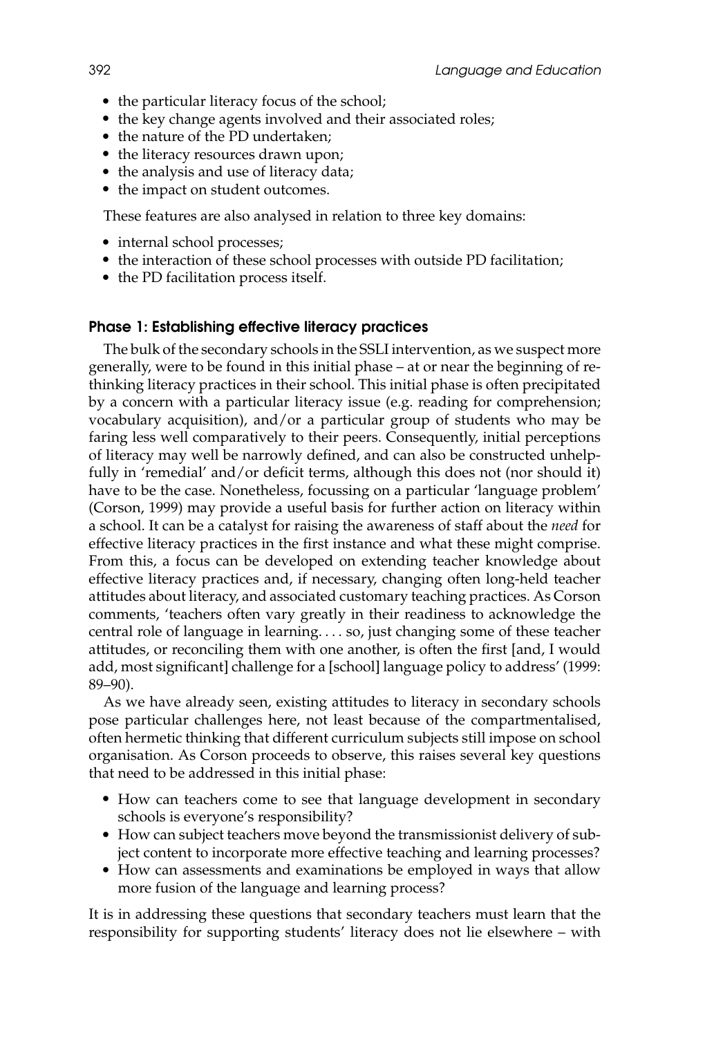- the particular literacy focus of the school;
- the key change agents involved and their associated roles;
- the nature of the PD undertaken;
- the literacy resources drawn upon;
- the analysis and use of literacy data;
- the impact on student outcomes.

These features are also analysed in relation to three key domains:

- internal school processes;
- the interaction of these school processes with outside PD facilitation;
- the PD facilitation process itself.

### Phase 1: Establishing effective literacy practices

The bulk of the secondary schools in the SSLI intervention, as we suspect more generally, were to be found in this initial phase – at or near the beginning of re-thinking literacy practices in their school. This initial phase is often precipitated by a concern with a particular literacy issue (e.g. reading for comprehension; vocabulary acquisition), and/or a particular group of students who may be faring less well comparatively to their peers. Consequently, initial perceptions of literacy may well be narrowly defined, and can also be constructed unhelpfully in 'remedial' and/or deficit terms, although this does not (nor should it) have to be the case. Nonetheless, focussing on a particular 'language problem' (Corson, 1999) may provide a useful basis for further action on literacy within a school. It can be a catalyst for raising the awareness of staff about the *need* for effective literacy practices in the first instance and what these might comprise. From this, a focus can be developed on extending teacher knowledge about effective literacy practices and, if necessary, changing often long-held teacher attitudes about literacy, and associated customary teaching practices. As Corson comments, 'teachers often vary greatly in their readiness to acknowledge the central role of language in learning. . . . so, just changing some of these teacher attitudes, or reconciling them with one another, is often the first [and, I would add, most significant] challenge for a [school] language policy to address' (1999: 89–90).

As we have already seen, existing attitudes to literacy in secondary schools pose particular challenges here, not least because of the compartmentalised, often hermetic thinking that different curriculum subjects still impose on school organisation. As Corson proceeds to observe, this raises several key questions that need to be addressed in this initial phase:

- How can teachers come to see that language development in secondary schools is everyone's responsibility?
- How can subject teachers move beyond the transmissionist delivery of subject content to incorporate more effective teaching and learning processes?
- How can assessments and examinations be employed in ways that allow more fusion of the language and learning process?

It is in addressing these questions that secondary teachers must learn that the responsibility for supporting students' literacy does not lie elsewhere – with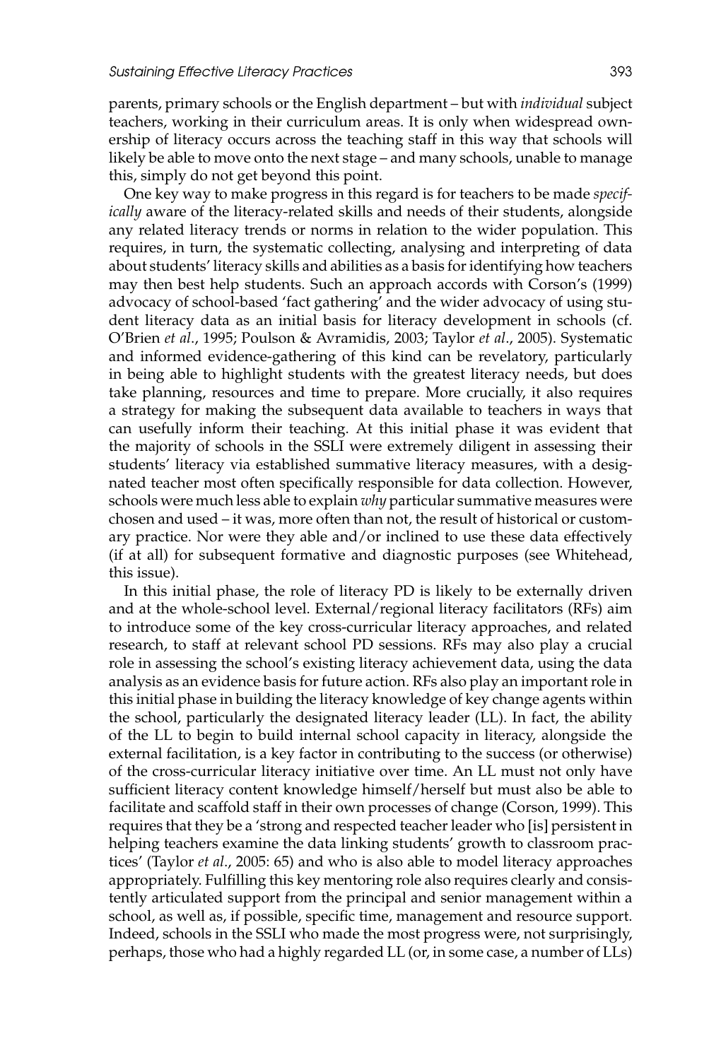parents, primary schools or the English department – but with *individual* subject teachers, working in their curriculum areas. It is only when widespread ownership of literacy occurs across the teaching staff in this way that schools will likely be able to move onto the next stage – and many schools, unable to manage this, simply do not get beyond this point.

One key way to make progress in this regard is for teachers to be made *specifically* aware of the literacy-related skills and needs of their students, alongside any related literacy trends or norms in relation to the wider population. This requires, in turn, the systematic collecting, analysing and interpreting of data about students' literacy skills and abilities as a basis for identifying how teachers may then best help students. Such an approach accords with Corson's (1999) advocacy of school-based 'fact gathering' and the wider advocacy of using student literacy data as an initial basis for literacy development in schools (cf. O'Brien *et al*., 1995; Poulson & Avramidis, 2003; Taylor *et al*., 2005). Systematic and informed evidence-gathering of this kind can be revelatory, particularly in being able to highlight students with the greatest literacy needs, but does take planning, resources and time to prepare. More crucially, it also requires a strategy for making the subsequent data available to teachers in ways that can usefully inform their teaching. At this initial phase it was evident that the majority of schools in the SSLI were extremely diligent in assessing their students' literacy via established summative literacy measures, with a designated teacher most often specifically responsible for data collection. However, schools were much less able to explain *why* particular summative measures were chosen and used – it was, more often than not, the result of historical or customary practice. Nor were they able and/or inclined to use these data effectively (if at all) for subsequent formative and diagnostic purposes (see Whitehead, this issue).

In this initial phase, the role of literacy PD is likely to be externally driven and at the whole-school level. External/regional literacy facilitators (RFs) aim to introduce some of the key cross-curricular literacy approaches, and related research, to staff at relevant school PD sessions. RFs may also play a crucial role in assessing the school's existing literacy achievement data, using the data analysis as an evidence basis for future action. RFs also play an important role in this initial phase in building the literacy knowledge of key change agents within the school, particularly the designated literacy leader (LL). In fact, the ability of the LL to begin to build internal school capacity in literacy, alongside the external facilitation, is a key factor in contributing to the success (or otherwise) of the cross-curricular literacy initiative over time. An LL must not only have sufficient literacy content knowledge himself/herself but must also be able to facilitate and scaffold staff in their own processes of change (Corson, 1999). This requires that they be a 'strong and respected teacher leader who [is] persistent in helping teachers examine the data linking students' growth to classroom practices' (Taylor *et al*., 2005: 65) and who is also able to model literacy approaches appropriately. Fulfilling this key mentoring role also requires clearly and consistently articulated support from the principal and senior management within a school, as well as, if possible, specific time, management and resource support. Indeed, schools in the SSLI who made the most progress were, not surprisingly, perhaps, those who had a highly regarded LL (or, in some case, a number of LLs)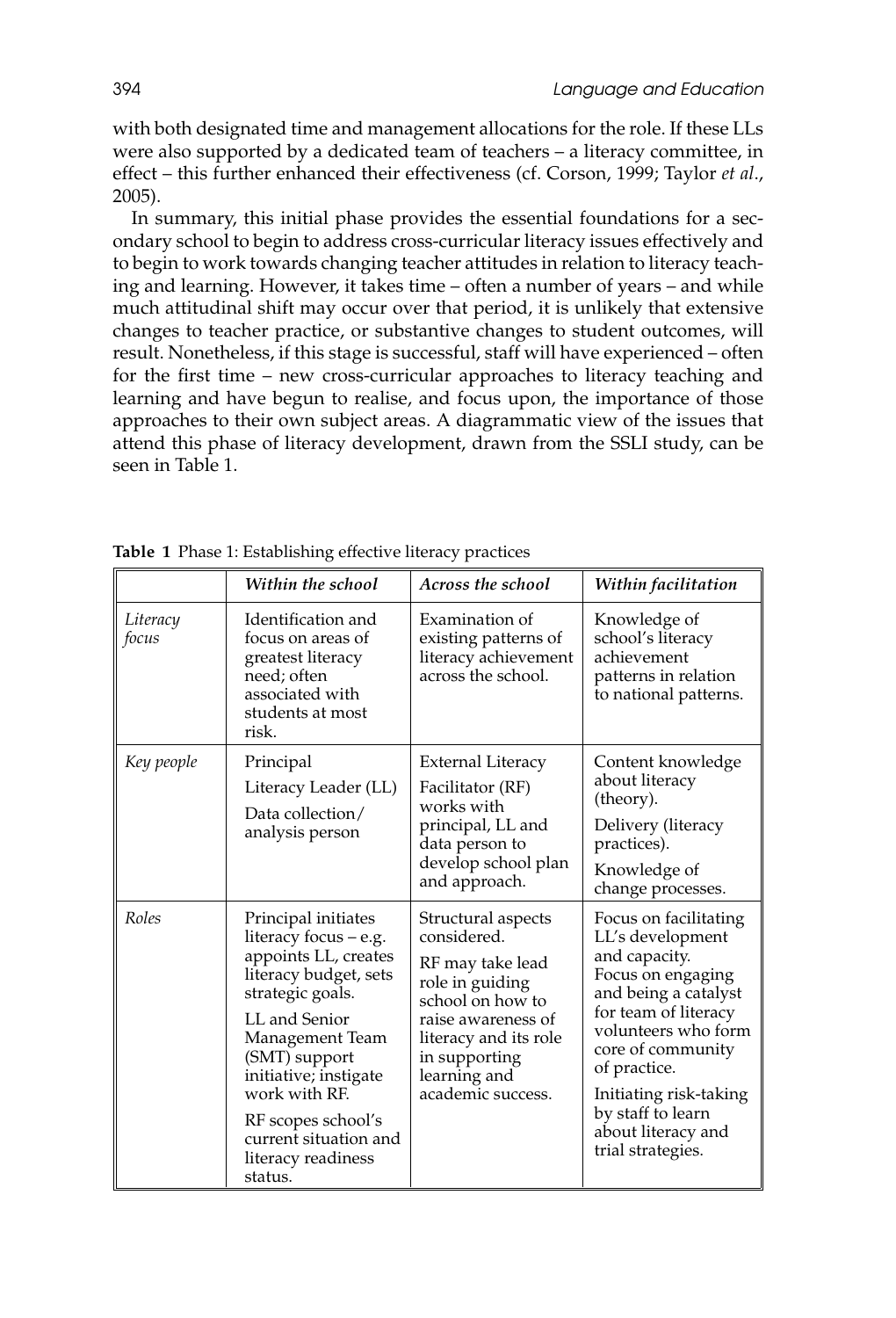with both designated time and management allocations for the role. If these LLs were also supported by a dedicated team of teachers – a literacy committee, in effect – this further enhanced their effectiveness (cf. Corson, 1999; Taylor *et al.*, 2005).

In summary, this initial phase provides the essential foundations for a secondary school to begin to address cross-curricular literacy issues effectively and to begin to work towards changing teacher attitudes in relation to literacy teaching and learning. However, it takes time – often a number of years – and while much attitudinal shift may occur over that period, it is unlikely that extensive changes to teacher practice, or substantive changes to student outcomes, will result. Nonetheless, if this stage is successful, staff will have experienced – often for the first time – new cross-curricular approaches to literacy teaching and learning and have begun to realise, and focus upon, the importance of those approaches to their own subject areas. A diagrammatic view of the issues that attend this phase of literacy development, drawn from the SSLI study, can be seen in Table 1.

**Table 1** Phase 1: Establishing effective literacy practices

| | *Within the school* | *Across the school* | *Within facilitation* |
|---|---|---|---|
| *Literacy focus* | Identification and focus on areas of greatest literacy need; often associated with students at most risk. | Examination of existing patterns of literacy achievement across the school. | Knowledge of school's literacy achievement patterns in relation to national patterns. |
| *Key people* | Principal<br>Literacy Leader (LL)<br>Data collection/analysis person | External Literacy Facilitator (RF) works with principal, LL and data person to develop school plan and approach. | Content knowledge about literacy (theory).<br>Delivery (literacy practices).<br>Knowledge of change processes. |
| *Roles* | Principal initiates literacy focus – e.g. appoints LL, creates literacy budget, sets strategic goals.<br>LL and Senior Management Team (SMT) support initiative; instigate work with RF.<br>RF scopes school's current situation and literacy readiness status. | Structural aspects considered.<br>RF may take lead role in guiding school on how to raise awareness of literacy and its role in supporting learning and academic success. | Focus on facilitating LL's development and capacity.<br>Focus on engaging and being a catalyst for team of literacy volunteers who form core of community of practice.<br>Initiating risk-taking by staff to learn about literacy and trial strategies. |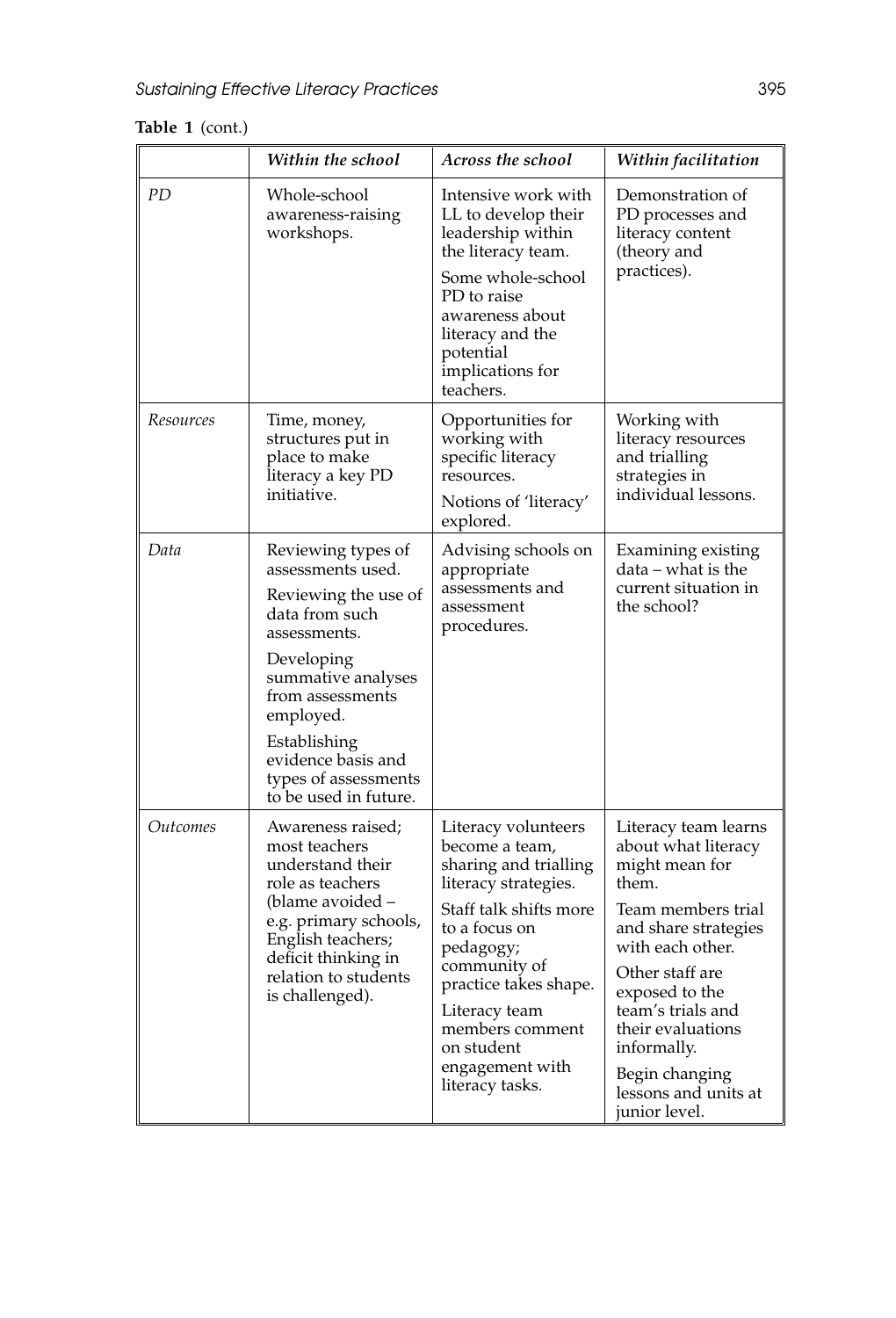**Table 1** (cont.)

| | *Within the school* | *Across the school* | *Within facilitation* |
|---|---|---|---|
| *PD* | Whole-school awareness-raising workshops. | Intensive work with LL to develop their leadership within the literacy team. Some whole-school PD to raise awareness about literacy and the potential implications for teachers. | Demonstration of PD processes and literacy content (theory and practices). |
| *Resources* | Time, money, structures put in place to make literacy a key PD initiative. | Opportunities for working with specific literacy resources. Notions of 'literacy' explored. | Working with literacy resources and trialling strategies in individual lessons. |
| *Data* | Reviewing types of assessments used. Reviewing the use of data from such assessments. Developing summative analyses from assessments employed. Establishing evidence basis and types of assessments to be used in future. | Advising schools on appropriate assessments and assessment procedures. | Examining existing data – what is the current situation in the school? |
| *Outcomes* | Awareness raised; most teachers understand their role as teachers (blame avoided – e.g. primary schools, English teachers; deficit thinking in relation to students is challenged). | Literacy volunteers become a team, sharing and trialling literacy strategies. Staff talk shifts more to a focus on pedagogy; community of practice takes shape. Literacy team members comment on student engagement with literacy tasks. | Literacy team learns about what literacy might mean for them. Team members trial and share strategies with each other. Other staff are exposed to the team's trials and their evaluations informally. Begin changing lessons and units at junior level. |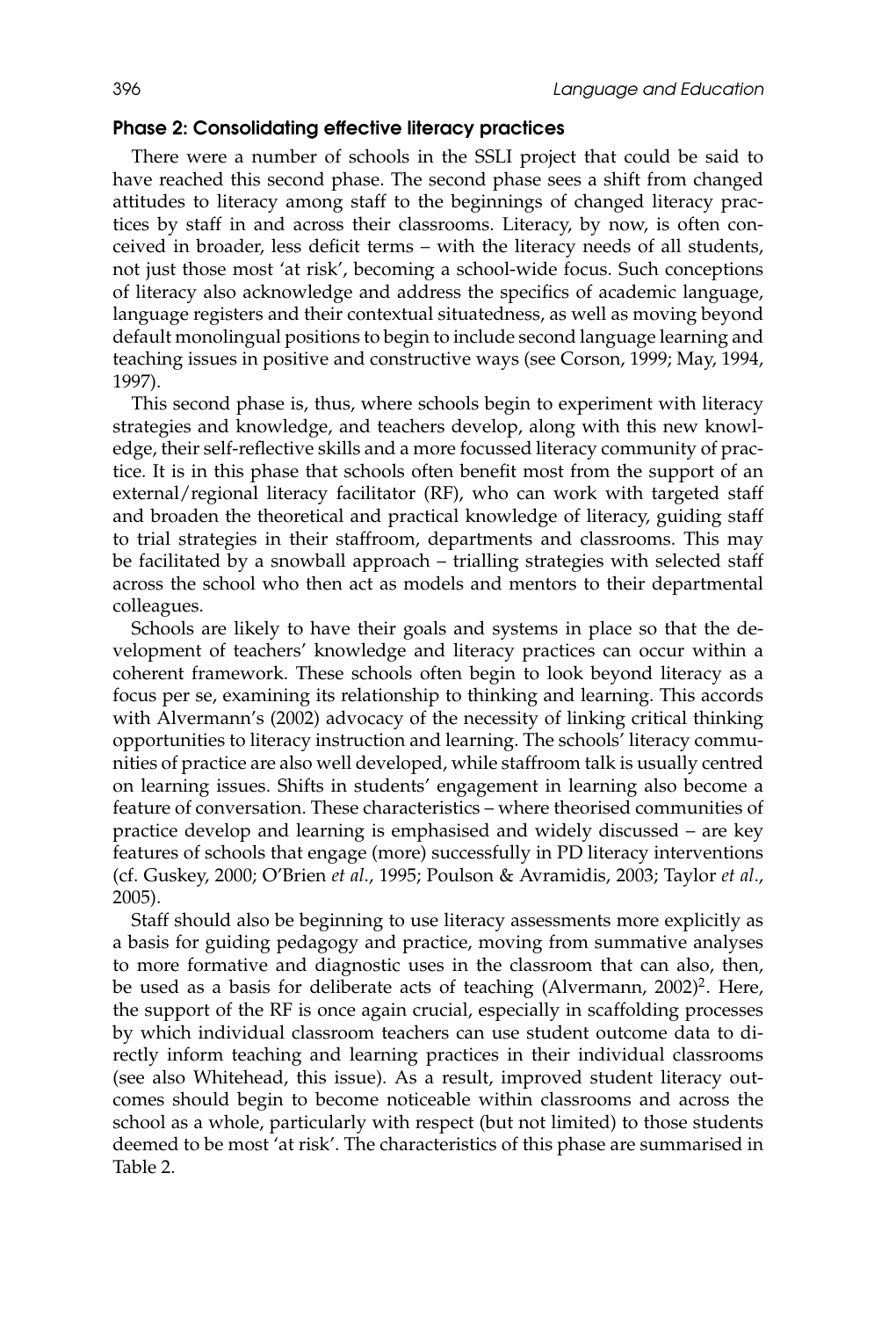### Phase 2: Consolidating effective literacy practices

There were a number of schools in the SSLI project that could be said to have reached this second phase. The second phase sees a shift from changed attitudes to literacy among staff to the beginnings of changed literacy practices by staff in and across their classrooms. Literacy, by now, is often conceived in broader, less deficit terms – with the literacy needs of all students, not just those most 'at risk', becoming a school-wide focus. Such conceptions of literacy also acknowledge and address the specifics of academic language, language registers and their contextual situatedness, as well as moving beyond default monolingual positions to begin to include second language learning and teaching issues in positive and constructive ways (see Corson, 1999; May, 1994, 1997).

This second phase is, thus, where schools begin to experiment with literacy strategies and knowledge, and teachers develop, along with this new knowledge, their self-reflective skills and a more focussed literacy community of practice. It is in this phase that schools often benefit most from the support of an external/regional literacy facilitator (RF), who can work with targeted staff and broaden the theoretical and practical knowledge of literacy, guiding staff to trial strategies in their staffroom, departments and classrooms. This may be facilitated by a snowball approach – trialling strategies with selected staff across the school who then act as models and mentors to their departmental colleagues.

Schools are likely to have their goals and systems in place so that the development of teachers' knowledge and literacy practices can occur within a coherent framework. These schools often begin to look beyond literacy as a focus per se, examining its relationship to thinking and learning. This accords with Alvermann's (2002) advocacy of the necessity of linking critical thinking opportunities to literacy instruction and learning. The schools' literacy communities of practice are also well developed, while staffroom talk is usually centred on learning issues. Shifts in students' engagement in learning also become a feature of conversation. These characteristics – where theorised communities of practice develop and learning is emphasised and widely discussed – are key features of schools that engage (more) successfully in PD literacy interventions (cf. Guskey, 2000; O'Brien *et al.*, 1995; Poulson & Avramidis, 2003; Taylor *et al.*, 2005).

Staff should also be beginning to use literacy assessments more explicitly as a basis for guiding pedagogy and practice, moving from summative analyses to more formative and diagnostic uses in the classroom that can also, then, be used as a basis for deliberate acts of teaching (Alvermann, 2002)[2]. Here, the support of the RF is once again crucial, especially in scaffolding processes by which individual classroom teachers can use student outcome data to directly inform teaching and learning practices in their individual classrooms (see also Whitehead, this issue). As a result, improved student literacy outcomes should begin to become noticeable within classrooms and across the school as a whole, particularly with respect (but not limited) to those students deemed to be most 'at risk'. The characteristics of this phase are summarised in Table 2.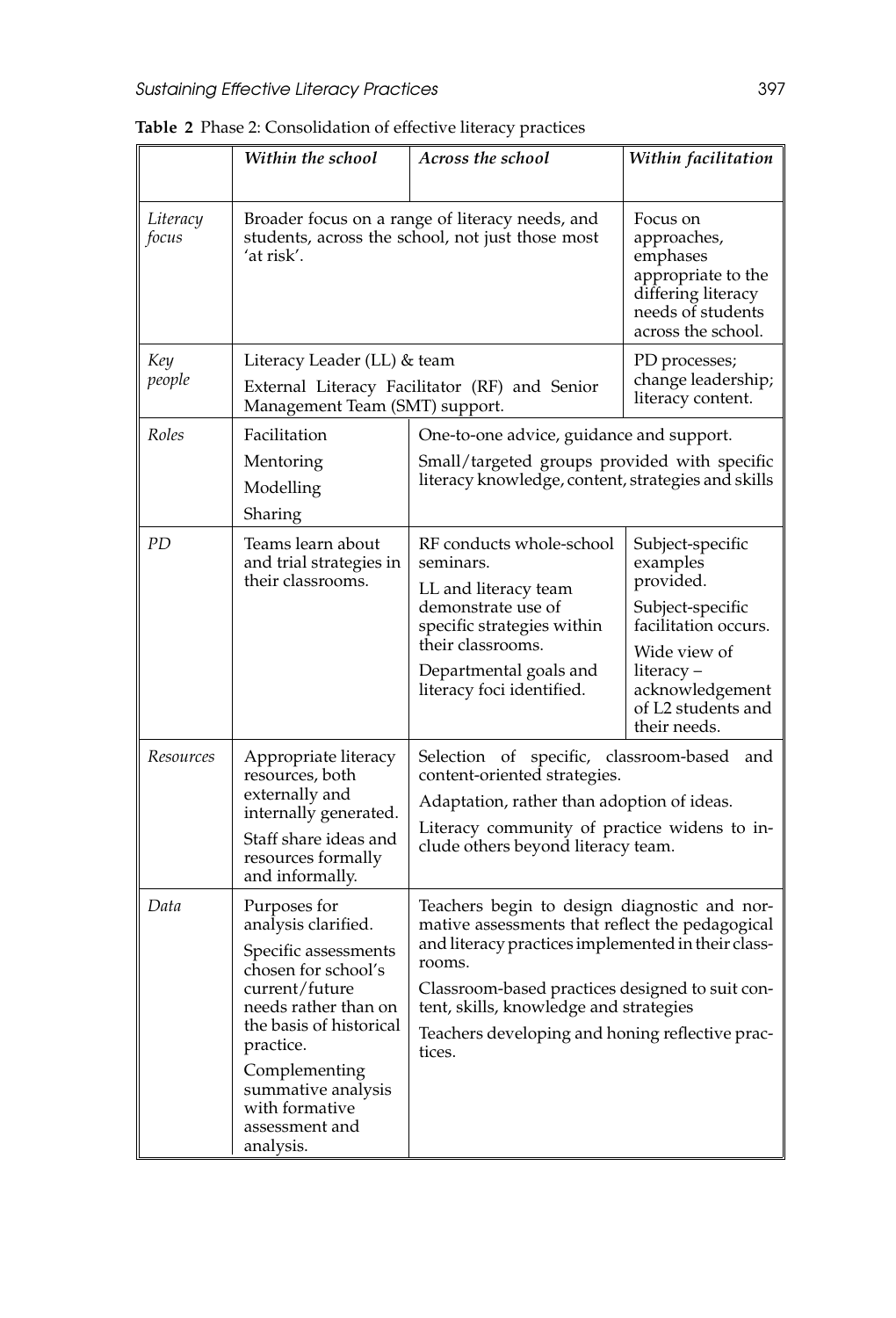**Table 2** Phase 2: Consolidation of effective literacy practices

| | *Within the school* | *Across the school* | *Within facilitation* |
|---|---|---|---|
| *Literacy focus* | Broader focus on a range of literacy needs, and students, across the school, not just those most 'at risk'. | | Focus on approaches, emphases appropriate to the differing literacy needs of students across the school. |
| *Key people* | Literacy Leader (LL) & team<br>External Literacy Facilitator (RF) and Senior Management Team (SMT) support. | | PD processes; change leadership; literacy content. |
| *Roles* | Facilitation<br>Mentoring<br>Modelling<br>Sharing | One-to-one advice, guidance and support.<br>Small/targeted groups provided with specific literacy knowledge, content, strategies and skills | |
| *PD* | Teams learn about and trial strategies in their classrooms. | RF conducts whole-school seminars.<br>LL and literacy team demonstrate use of specific strategies within their classrooms.<br>Departmental goals and literacy foci identified. | Subject-specific examples provided.<br>Subject-specific facilitation occurs.<br>Wide view of literacy – acknowledgement of L2 students and their needs. |
| *Resources* | Appropriate literacy resources, both externally and internally generated.<br>Staff share ideas and resources formally and informally. | Selection of specific, classroom-based and content-oriented strategies.<br>Adaptation, rather than adoption of ideas.<br>Literacy community of practice widens to include others beyond literacy team. | |
| *Data* | Purposes for analysis clarified.<br>Specific assessments chosen for school's current/future needs rather than on the basis of historical practice.<br>Complementing summative analysis with formative assessment and analysis. | Teachers begin to design diagnostic and normative assessments that reflect the pedagogical and literacy practices implemented in their classrooms.<br>Classroom-based practices designed to suit content, skills, knowledge and strategies<br>Teachers developing and honing reflective practices. | |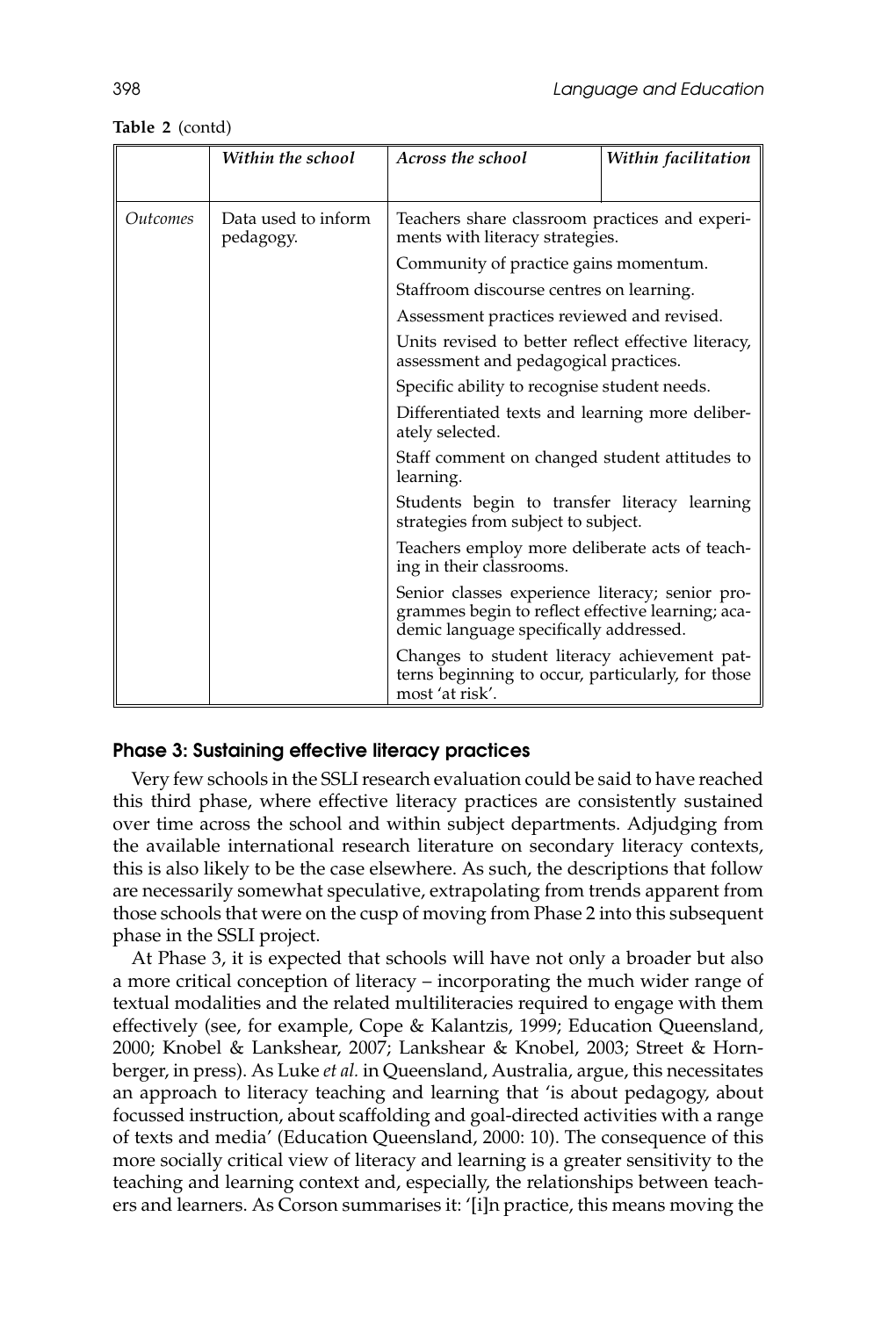**Table 2** (contd)

| | *Within the school* | *Across the school* | *Within facilitation* |
|---|---|---|---|
| *Outcomes* | Data used to inform pedagogy. | Teachers share classroom practices and experiments with literacy strategies. | |
| | | Community of practice gains momentum. | |
| | | Staffroom discourse centres on learning. | |
| | | Assessment practices reviewed and revised. | |
| | | Units revised to better reflect effective literacy, assessment and pedagogical practices. | |
| | | Specific ability to recognise student needs. | |
| | | Differentiated texts and learning more deliberately selected. | |
| | | Staff comment on changed student attitudes to learning. | |
| | | Students begin to transfer literacy learning strategies from subject to subject. | |
| | | Teachers employ more deliberate acts of teaching in their classrooms. | |
| | | Senior classes experience literacy; senior programmes begin to reflect effective learning; academic language specifically addressed. | |
| | | Changes to student literacy achievement patterns beginning to occur, particularly, for those most 'at risk'. | |

### Phase 3: Sustaining effective literacy practices

Very few schools in the SSLI research evaluation could be said to have reached this third phase, where effective literacy practices are consistently sustained over time across the school and within subject departments. Adjudging from the available international research literature on secondary literacy contexts, this is also likely to be the case elsewhere. As such, the descriptions that follow are necessarily somewhat speculative, extrapolating from trends apparent from those schools that were on the cusp of moving from Phase 2 into this subsequent phase in the SSLI project.

At Phase 3, it is expected that schools will have not only a broader but also a more critical conception of literacy – incorporating the much wider range of textual modalities and the related multiliteracies required to engage with them effectively (see, for example, Cope & Kalantzis, 1999; Education Queensland, 2000; Knobel & Lankshear, 2007; Lankshear & Knobel, 2003; Street & Hornberger, in press). As Luke *et al.* in Queensland, Australia, argue, this necessitates an approach to literacy teaching and learning that 'is about pedagogy, about focussed instruction, about scaffolding and goal-directed activities with a range of texts and media' (Education Queensland, 2000: 10). The consequence of this more socially critical view of literacy and learning is a greater sensitivity to the teaching and learning context and, especially, the relationships between teachers and learners. As Corson summarises it: '[i]n practice, this means moving the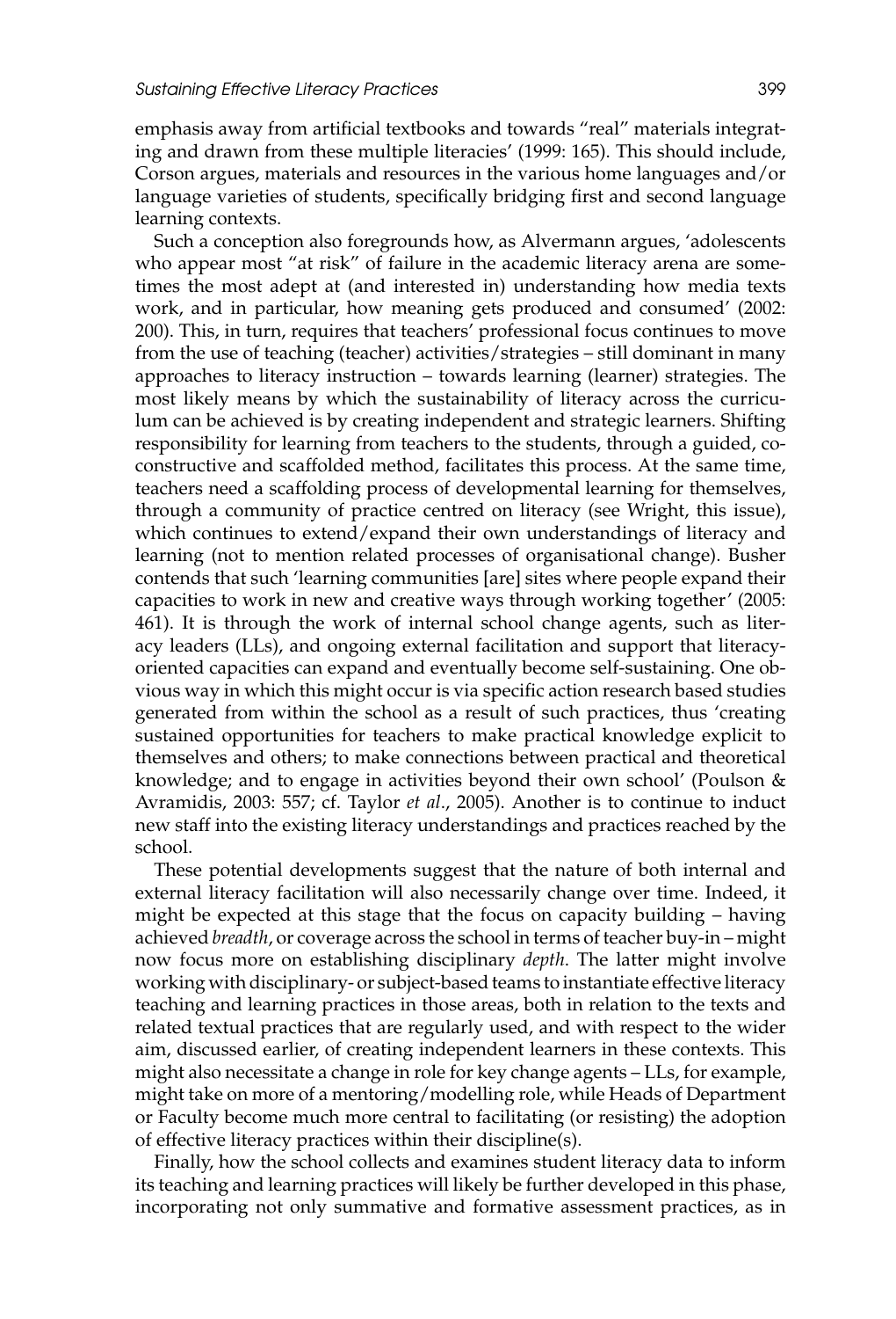emphasis away from artificial textbooks and towards "real" materials integrating and drawn from these multiple literacies' (1999: 165). This should include, Corson argues, materials and resources in the various home languages and/or language varieties of students, specifically bridging first and second language learning contexts.

Such a conception also foregrounds how, as Alvermann argues, 'adolescents who appear most "at risk" of failure in the academic literacy arena are sometimes the most adept at (and interested in) understanding how media texts work, and in particular, how meaning gets produced and consumed' (2002: 200). This, in turn, requires that teachers' professional focus continues to move from the use of teaching (teacher) activities/strategies – still dominant in many approaches to literacy instruction – towards learning (learner) strategies. The most likely means by which the sustainability of literacy across the curriculum can be achieved is by creating independent and strategic learners. Shifting responsibility for learning from teachers to the students, through a guided, co-constructive and scaffolded method, facilitates this process. At the same time, teachers need a scaffolding process of developmental learning for themselves, through a community of practice centred on literacy (see Wright, this issue), which continues to extend/expand their own understandings of literacy and learning (not to mention related processes of organisational change). Busher contends that such 'learning communities [are] sites where people expand their capacities to work in new and creative ways through working together' (2005: 461). It is through the work of internal school change agents, such as literacy leaders (LLs), and ongoing external facilitation and support that literacy-oriented capacities can expand and eventually become self-sustaining. One obvious way in which this might occur is via specific action research based studies generated from within the school as a result of such practices, thus 'creating sustained opportunities for teachers to make practical knowledge explicit to themselves and others; to make connections between practical and theoretical knowledge; and to engage in activities beyond their own school' (Poulson & Avramidis, 2003: 557; cf. Taylor *et al*., 2005). Another is to continue to induct new staff into the existing literacy understandings and practices reached by the school.

These potential developments suggest that the nature of both internal and external literacy facilitation will also necessarily change over time. Indeed, it might be expected at this stage that the focus on capacity building – having achieved *breadth*, or coverage across the school in terms of teacher buy-in – might now focus more on establishing disciplinary *depth*. The latter might involve working with disciplinary- or subject-based teams to instantiate effective literacy teaching and learning practices in those areas, both in relation to the texts and related textual practices that are regularly used, and with respect to the wider aim, discussed earlier, of creating independent learners in these contexts. This might also necessitate a change in role for key change agents – LLs, for example, might take on more of a mentoring/modelling role, while Heads of Department or Faculty become much more central to facilitating (or resisting) the adoption of effective literacy practices within their discipline(s).

Finally, how the school collects and examines student literacy data to inform its teaching and learning practices will likely be further developed in this phase, incorporating not only summative and formative assessment practices, as in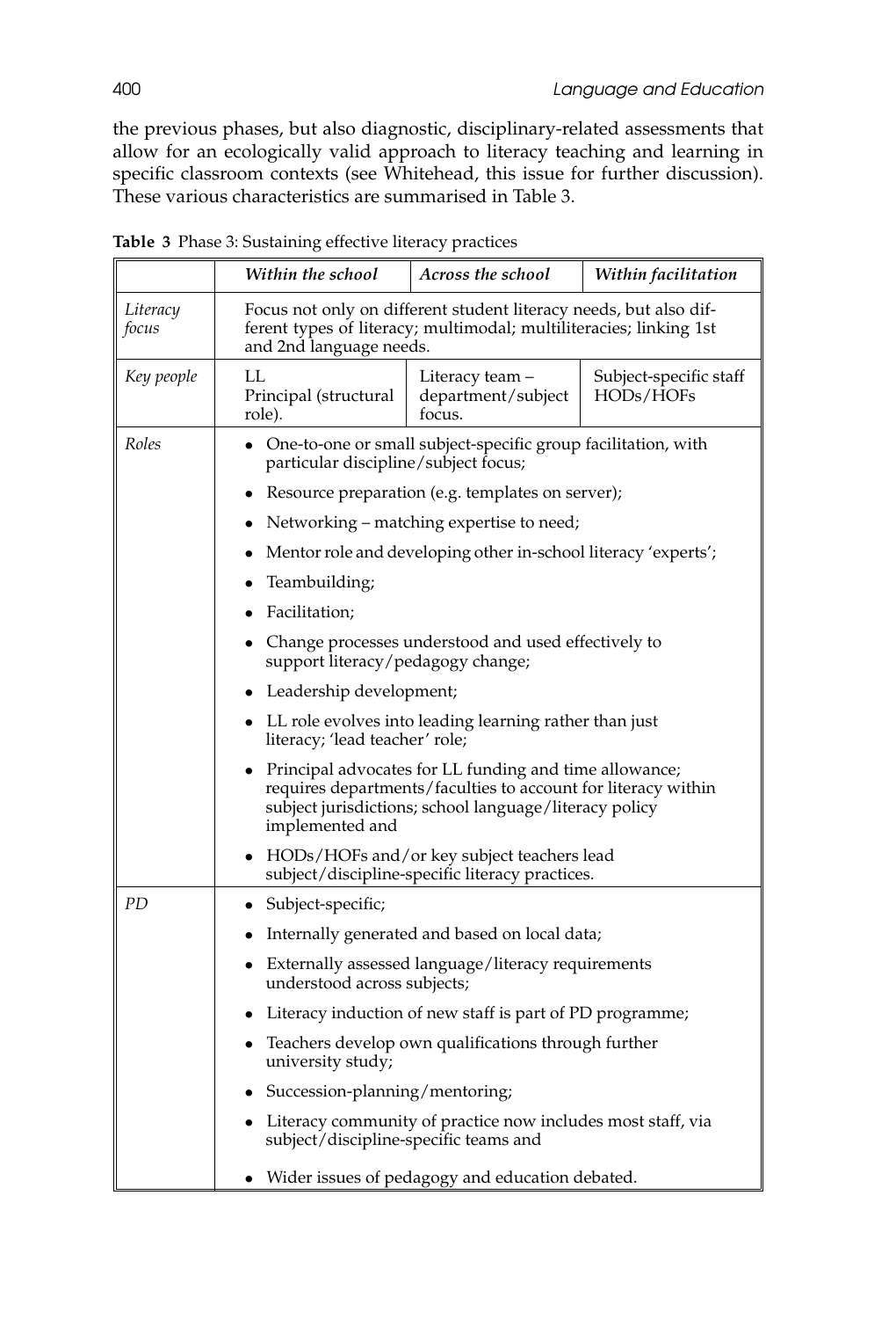the previous phases, but also diagnostic, disciplinary-related assessments that allow for an ecologically valid approach to literacy teaching and learning in specific classroom contexts (see Whitehead, this issue for further discussion). These various characteristics are summarised in Table 3.

**Table 3** Phase 3: Sustaining effective literacy practices

| | *Within the school* | *Across the school* | *Within facilitation* |
|---|---|---|---|
| *Literacy focus* | Focus not only on different student literacy needs, but also different types of literacy; multimodal; multiliteracies; linking 1st and 2nd language needs. | | |
| *Key people* | LL<br>Principal (structural role). | Literacy team – department/subject focus. | Subject-specific staff HODs/HOFs |
| *Roles* | • One-to-one or small subject-specific group facilitation, with particular discipline/subject focus;<br>• Resource preparation (e.g. templates on server);<br>• Networking – matching expertise to need;<br>• Mentor role and developing other in-school literacy 'experts';<br>• Teambuilding;<br>• Facilitation;<br>• Change processes understood and used effectively to support literacy/pedagogy change;<br>• Leadership development;<br>• LL role evolves into leading learning rather than just literacy; 'lead teacher' role;<br>• Principal advocates for LL funding and time allowance; requires departments/faculties to account for literacy within subject jurisdictions; school language/literacy policy implemented and<br>• HODs/HOFs and/or key subject teachers lead subject/discipline-specific literacy practices. | | |
| *PD* | • Subject-specific;<br>• Internally generated and based on local data;<br>• Externally assessed language/literacy requirements understood across subjects;<br>• Literacy induction of new staff is part of PD programme;<br>• Teachers develop own qualifications through further university study;<br>• Succession-planning/mentoring;<br>• Literacy community of practice now includes most staff, via subject/discipline-specific teams and<br>• Wider issues of pedagogy and education debated. | | |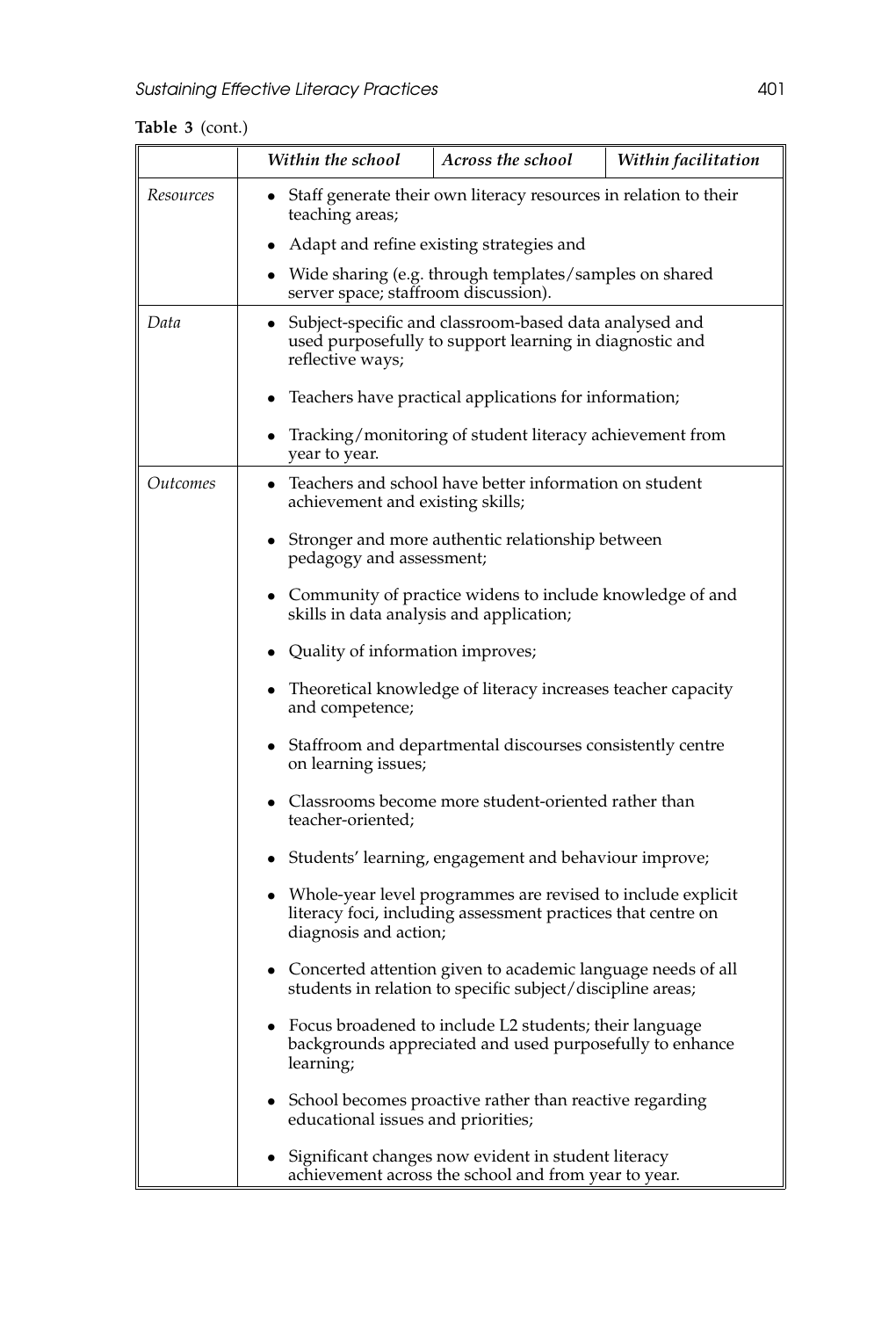**Table 3** (cont.)

| | *Within the school* | *Across the school* | *Within facilitation* |
|---|---|---|---|
| *Resources* | • Staff generate their own literacy resources in relation to their teaching areas; • Adapt and refine existing strategies and • Wide sharing (e.g. through templates/samples on shared server space; staffroom discussion). | | |
| *Data* | • Subject-specific and classroom-based data analysed and used purposefully to support learning in diagnostic and reflective ways; • Teachers have practical applications for information; • Tracking/monitoring of student literacy achievement from year to year. | | |
| *Outcomes* | • Teachers and school have better information on student achievement and existing skills; • Stronger and more authentic relationship between pedagogy and assessment; • Community of practice widens to include knowledge of and skills in data analysis and application; • Quality of information improves; • Theoretical knowledge of literacy increases teacher capacity and competence; • Staffroom and departmental discourses consistently centre on learning issues; • Classrooms become more student-oriented rather than teacher-oriented; • Students' learning, engagement and behaviour improve; • Whole-year level programmes are revised to include explicit literacy foci, including assessment practices that centre on diagnosis and action; • Concerted attention given to academic language needs of all students in relation to specific subject/discipline areas; • Focus broadened to include L2 students; their language backgrounds appreciated and used purposefully to enhance learning; • School becomes proactive rather than reactive regarding educational issues and priorities; • Significant changes now evident in student literacy achievement across the school and from year to year. | | |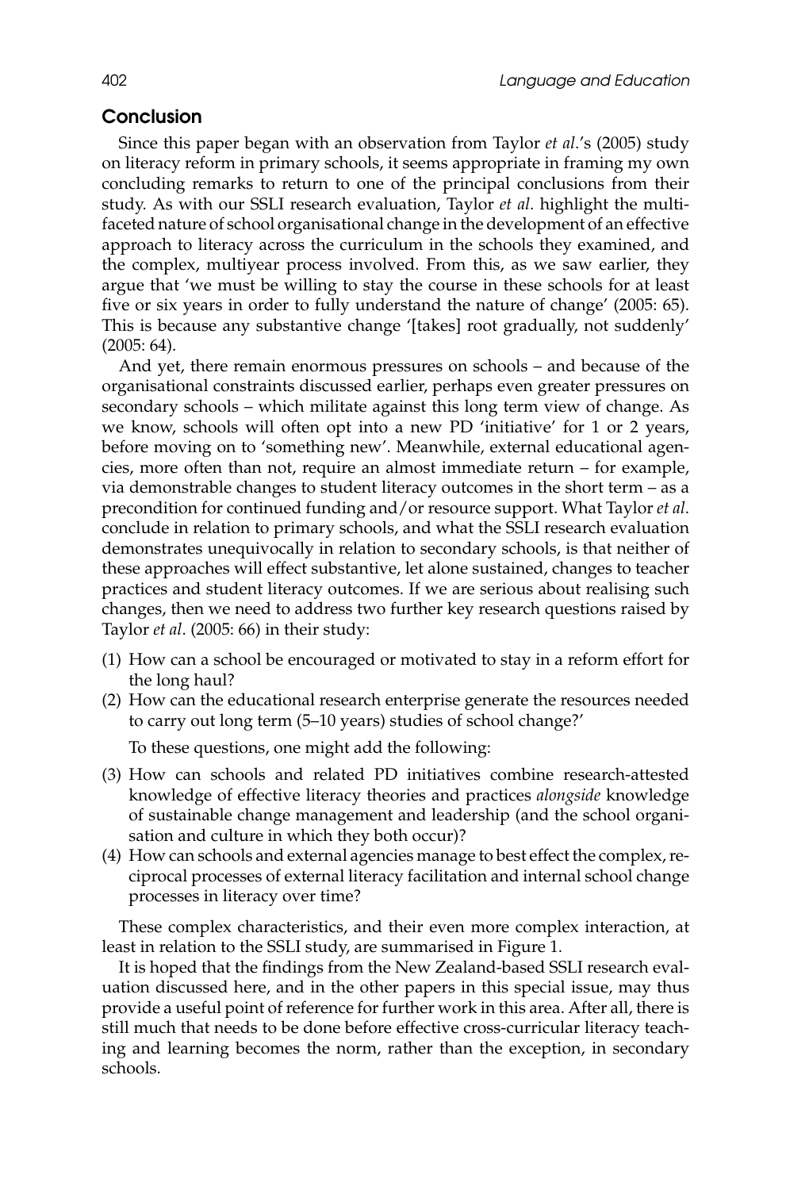## Conclusion

Since this paper began with an observation from Taylor *et al*.'s (2005) study on literacy reform in primary schools, it seems appropriate in framing my own concluding remarks to return to one of the principal conclusions from their study. As with our SSLI research evaluation, Taylor *et al*. highlight the multifaceted nature of school organisational change in the development of an effective approach to literacy across the curriculum in the schools they examined, and the complex, multiyear process involved. From this, as we saw earlier, they argue that 'we must be willing to stay the course in these schools for at least five or six years in order to fully understand the nature of change' (2005: 65). This is because any substantive change '[takes] root gradually, not suddenly' (2005: 64).

And yet, there remain enormous pressures on schools – and because of the organisational constraints discussed earlier, perhaps even greater pressures on secondary schools – which militate against this long term view of change. As we know, schools will often opt into a new PD 'initiative' for 1 or 2 years, before moving on to 'something new'. Meanwhile, external educational agencies, more often than not, require an almost immediate return – for example, via demonstrable changes to student literacy outcomes in the short term – as a precondition for continued funding and/or resource support. What Taylor *et al*. conclude in relation to primary schools, and what the SSLI research evaluation demonstrates unequivocally in relation to secondary schools, is that neither of these approaches will effect substantive, let alone sustained, changes to teacher practices and student literacy outcomes. If we are serious about realising such changes, then we need to address two further key research questions raised by Taylor *et al*. (2005: 66) in their study:

(1) How can a school be encouraged or motivated to stay in a reform effort for the long haul?
(2) How can the educational research enterprise generate the resources needed to carry out long term (5–10 years) studies of school change?'

To these questions, one might add the following:

(3) How can schools and related PD initiatives combine research-attested knowledge of effective literacy theories and practices *alongside* knowledge of sustainable change management and leadership (and the school organisation and culture in which they both occur)?
(4) How can schools and external agencies manage to best effect the complex, reciprocal processes of external literacy facilitation and internal school change processes in literacy over time?

These complex characteristics, and their even more complex interaction, at least in relation to the SSLI study, are summarised in Figure 1.

It is hoped that the findings from the New Zealand-based SSLI research evaluation discussed here, and in the other papers in this special issue, may thus provide a useful point of reference for further work in this area. After all, there is still much that needs to be done before effective cross-curricular literacy teaching and learning becomes the norm, rather than the exception, in secondary schools.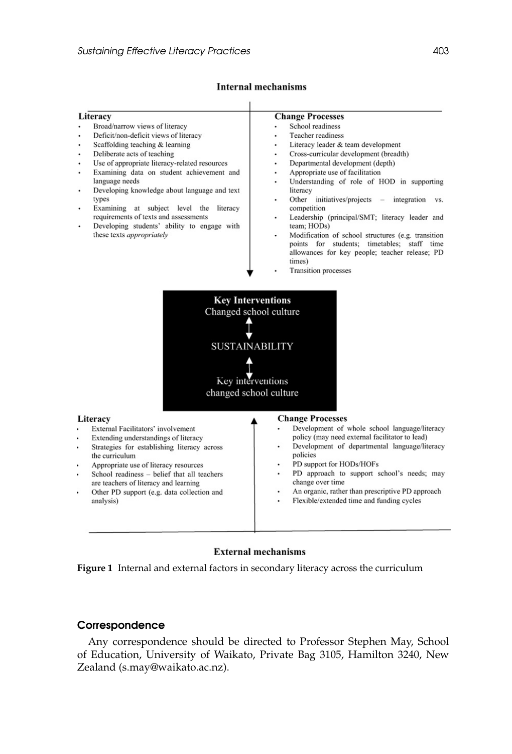**Internal mechanisms**

**Literacy**

- Broad/narrow views of literacy
- Deficit/non-deficit views of literacy
- Scaffolding teaching & learning
- Deliberate acts of teaching
- Use of appropriate literacy-related resources
- Examining data on student achievement and language needs
- Developing knowledge about language and text types
- Examining at subject level the literacy requirements of texts and assessments
- Developing students' ability to engage with these texts *appropriately*

**Change Processes**

- School readiness
- Teacher readiness
- Literacy leader & team development
- Cross-curricular development (breadth)
- Departmental development (depth)
- Appropriate use of facilitation
- Understanding of role of HOD in supporting literacy
- Other initiatives/projects – integration vs. competition
- Leadership (principal/SMT; literacy leader and team; HODs)
- Modification of school structures (e.g. transition points for students; timetables; staff time allowances for key people; teacher release; PD times)
- Transition processes

**Key Interventions**
Changed school culture

SUSTAINABILITY

Key interventions
changed school culture

**Literacy**

- External Facilitators' involvement
- Extending understandings of literacy
- Strategies for establishing literacy across the curriculum
- Appropriate use of literacy resources
- School readiness – belief that all teachers are teachers of literacy and learning
- Other PD support (e.g. data collection and analysis)

**Change Processes**

- Development of whole school language/literacy policy (may need external facilitator to lead)
- Development of departmental language/literacy policies
- PD support for HODs/HOFs
- PD approach to support school's needs; may change over time
- An organic, rather than prescriptive PD approach
- Flexible/extended time and funding cycles

**External mechanisms**

**Figure 1** Internal and external factors in secondary literacy across the curriculum

## Correspondence

Any correspondence should be directed to Professor Stephen May, School of Education, University of Waikato, Private Bag 3105, Hamilton 3240, New Zealand (s.may@waikato.ac.nz).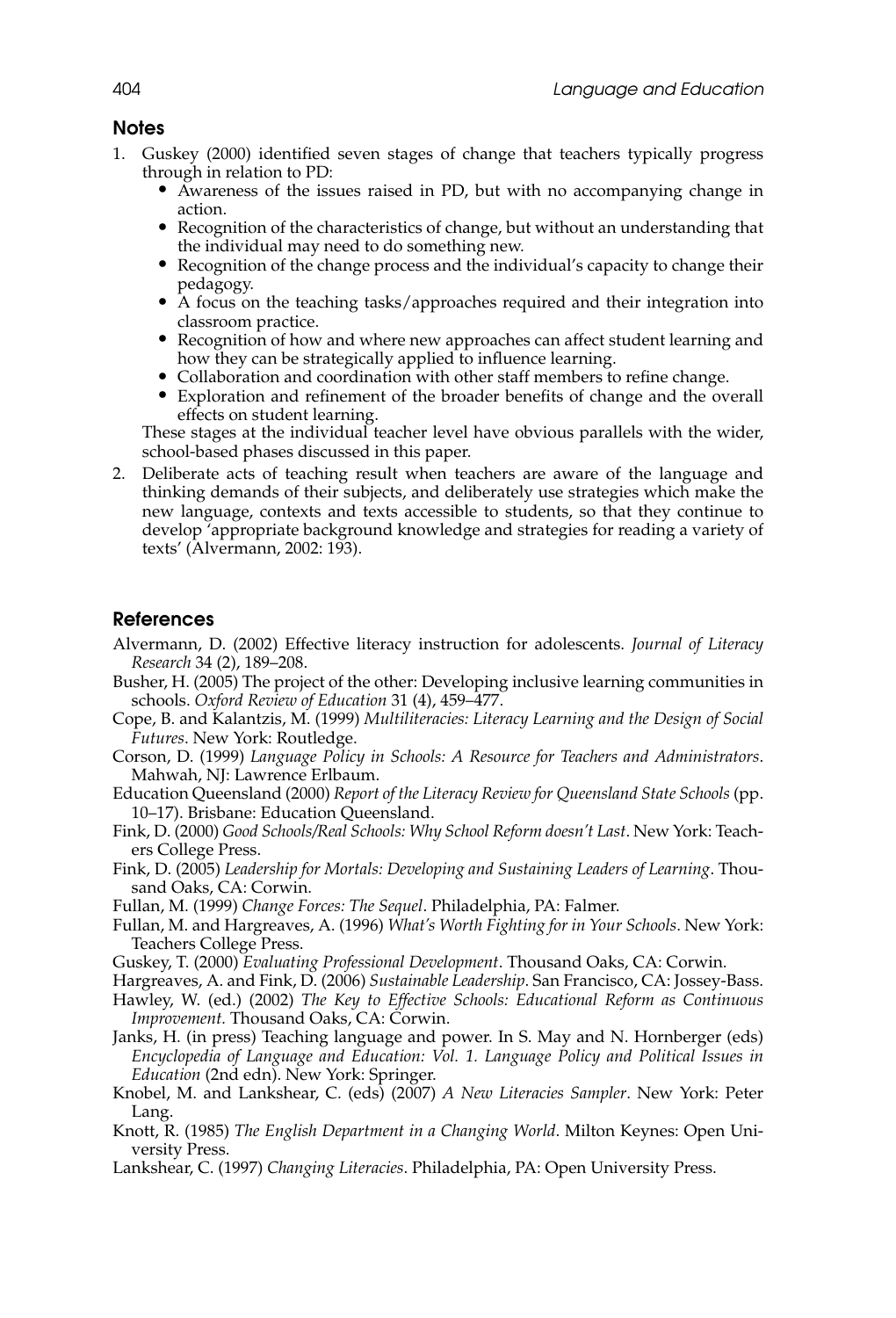## Notes

1. Guskey (2000) identified seven stages of change that teachers typically progress through in relation to PD:
   - Awareness of the issues raised in PD, but with no accompanying change in action.
   - Recognition of the characteristics of change, but without an understanding that the individual may need to do something new.
   - Recognition of the change process and the individual's capacity to change their pedagogy.
   - A focus on the teaching tasks/approaches required and their integration into classroom practice.
   - Recognition of how and where new approaches can affect student learning and how they can be strategically applied to influence learning.
   - Collaboration and coordination with other staff members to refine change.
   - Exploration and refinement of the broader benefits of change and the overall effects on student learning.

   These stages at the individual teacher level have obvious parallels with the wider, school-based phases discussed in this paper.
2. Deliberate acts of teaching result when teachers are aware of the language and thinking demands of their subjects, and deliberately use strategies which make the new language, contexts and texts accessible to students, so that they continue to develop 'appropriate background knowledge and strategies for reading a variety of texts' (Alvermann, 2002: 193).

## References

Alvermann, D. (2002) Effective literacy instruction for adolescents. *Journal of Literacy Research* 34 (2), 189–208.

Busher, H. (2005) The project of the other: Developing inclusive learning communities in schools. *Oxford Review of Education* 31 (4), 459–477.

Cope, B. and Kalantzis, M. (1999) *Multiliteracies: Literacy Learning and the Design of Social Futures*. New York: Routledge.

Corson, D. (1999) *Language Policy in Schools: A Resource for Teachers and Administrators*. Mahwah, NJ: Lawrence Erlbaum.

Education Queensland (2000) *Report of the Literacy Review for Queensland State Schools* (pp. 10–17). Brisbane: Education Queensland.

Fink, D. (2000) *Good Schools/Real Schools: Why School Reform doesn't Last*. New York: Teachers College Press.

Fink, D. (2005) *Leadership for Mortals: Developing and Sustaining Leaders of Learning*. Thousand Oaks, CA: Corwin.

Fullan, M. (1999) *Change Forces: The Sequel*. Philadelphia, PA: Falmer.

Fullan, M. and Hargreaves, A. (1996) *What's Worth Fighting for in Your Schools*. New York: Teachers College Press.

Guskey, T. (2000) *Evaluating Professional Development*. Thousand Oaks, CA: Corwin.

Hargreaves, A. and Fink, D. (2006) *Sustainable Leadership*. San Francisco, CA: Jossey-Bass.

Hawley, W. (ed.) (2002) *The Key to Effective Schools: Educational Reform as Continuous Improvement.* Thousand Oaks, CA: Corwin.

Janks, H. (in press) Teaching language and power. In S. May and N. Hornberger (eds) *Encyclopedia of Language and Education: Vol. 1. Language Policy and Political Issues in Education* (2nd edn). New York: Springer.

Knobel, M. and Lankshear, C. (eds) (2007) *A New Literacies Sampler*. New York: Peter Lang.

Knott, R. (1985) *The English Department in a Changing World*. Milton Keynes: Open University Press.

Lankshear, C. (1997) *Changing Literacies*. Philadelphia, PA: Open University Press.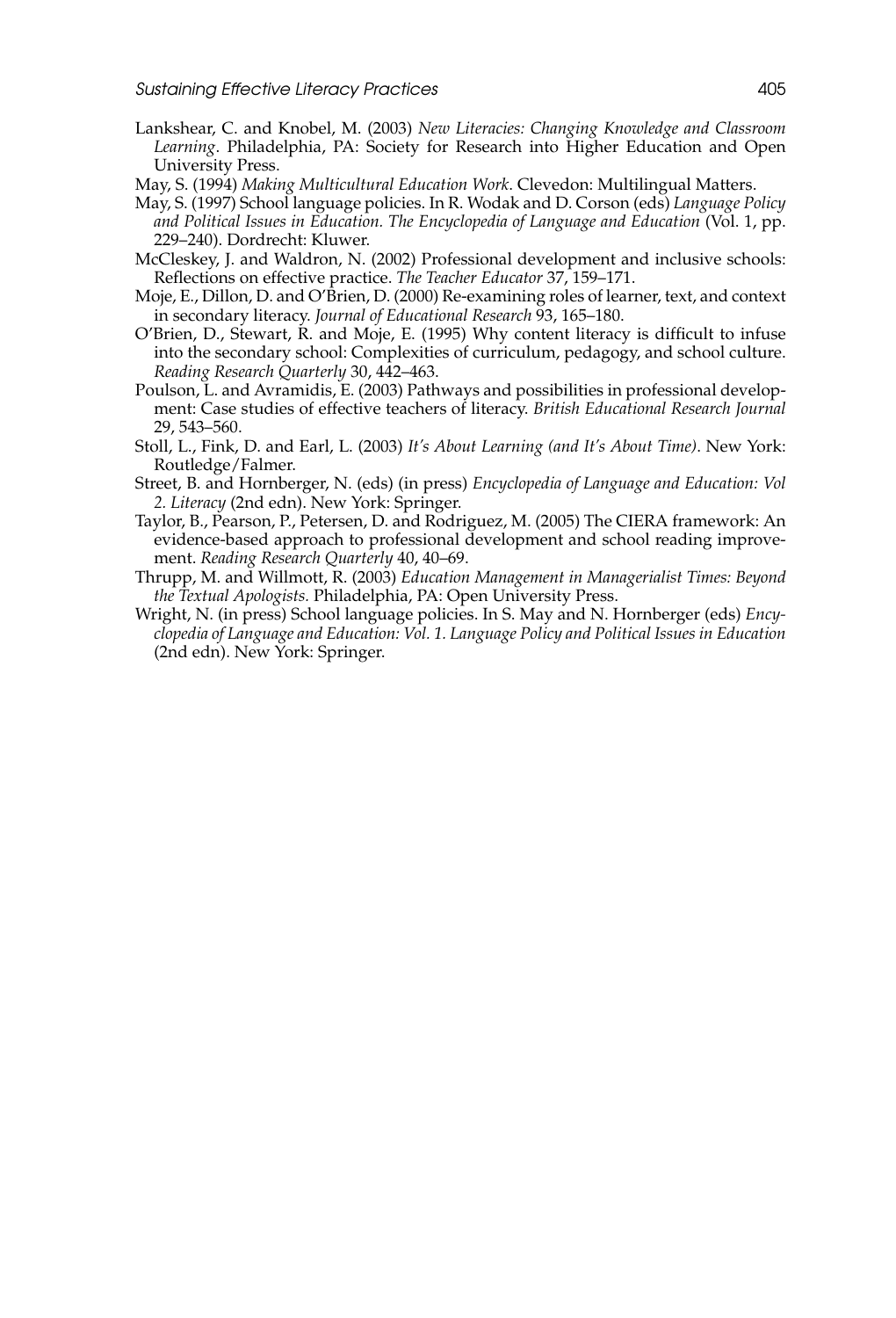Lankshear, C. and Knobel, M. (2003) *New Literacies: Changing Knowledge and Classroom Learning*. Philadelphia, PA: Society for Research into Higher Education and Open University Press.

May, S. (1994) *Making Multicultural Education Work*. Clevedon: Multilingual Matters.

May, S. (1997) School language policies. In R. Wodak and D. Corson (eds) *Language Policy and Political Issues in Education. The Encyclopedia of Language and Education* (Vol. 1, pp. 229–240). Dordrecht: Kluwer.

McCleskey, J. and Waldron, N. (2002) Professional development and inclusive schools: Reflections on effective practice. *The Teacher Educator* 37, 159–171.

Moje, E., Dillon, D. and O'Brien, D. (2000) Re-examining roles of learner, text, and context in secondary literacy. *Journal of Educational Research* 93, 165–180.

O'Brien, D., Stewart, R. and Moje, E. (1995) Why content literacy is difficult to infuse into the secondary school: Complexities of curriculum, pedagogy, and school culture. *Reading Research Quarterly* 30, 442–463.

Poulson, L. and Avramidis, E. (2003) Pathways and possibilities in professional development: Case studies of effective teachers of literacy. *British Educational Research Journal* 29, 543–560.

Stoll, L., Fink, D. and Earl, L. (2003) *It's About Learning (and It's About Time)*. New York: Routledge/Falmer.

Street, B. and Hornberger, N. (eds) (in press) *Encyclopedia of Language and Education: Vol 2. Literacy* (2nd edn). New York: Springer.

Taylor, B., Pearson, P., Petersen, D. and Rodriguez, M. (2005) The CIERA framework: An evidence-based approach to professional development and school reading improvement. *Reading Research Quarterly* 40, 40–69.

Thrupp, M. and Willmott, R. (2003) *Education Management in Managerialist Times: Beyond the Textual Apologists.* Philadelphia, PA: Open University Press.

Wright, N. (in press) School language policies. In S. May and N. Hornberger (eds) *Encyclopedia of Language and Education: Vol. 1. Language Policy and Political Issues in Education* (2nd edn). New York: Springer.